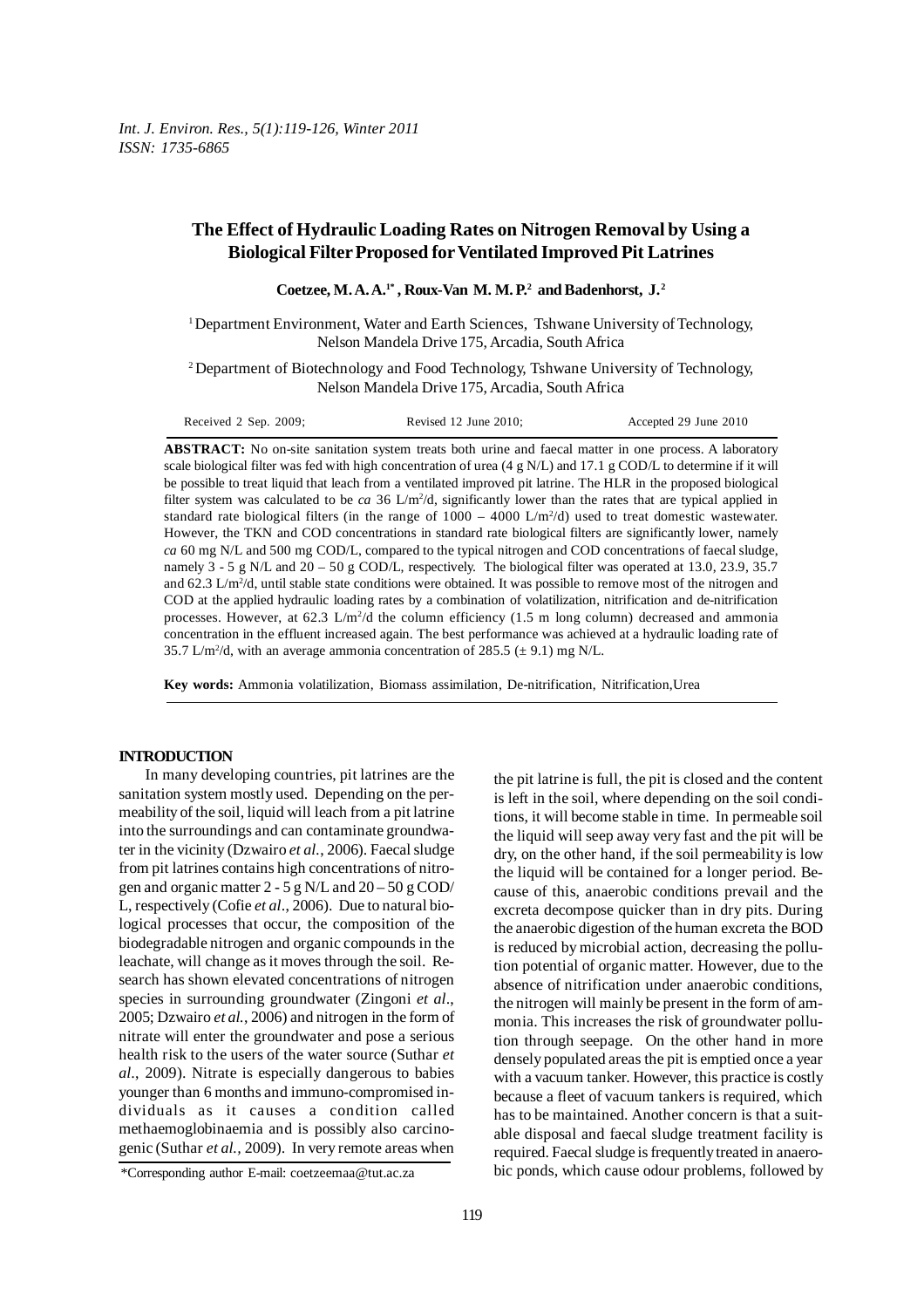# The Effect of Hydraulic Loading Rates on Nitrogen Removal by Using a Biological Filter Proposed for Ventilated Improved Pit Latrines

**Coetzee, M. A. A.[1*], Roux-Van M. M. P.[2] and Badenhorst, J.[2]**

[1] Department Environment, Water and Earth Sciences, Tshwane University of Technology, Nelson Mandela Drive 175, Arcadia, South Africa

[2] Department of Biotechnology and Food Technology, Tshwane University of Technology, Nelson Mandela Drive 175, Arcadia, South Africa

Received 2 Sep. 2009; Revised 12 June 2010; Accepted 29 June 2010

**ABSTRACT:** No on-site sanitation system treats both urine and faecal matter in one process. A laboratory scale biological filter was fed with high concentration of urea (4 g N/L) and 17.1 g COD/L to determine if it will be possible to treat liquid that leach from a ventilated improved pit latrine. The HLR in the proposed biological filter system was calculated to be *ca* 36 $L/m^2/d$, significantly lower than the rates that are typical applied in standard rate biological filters (in the range of 1000 – 4000 $L/m^2/d$) used to treat domestic wastewater. However, the TKN and COD concentrations in standard rate biological filters are significantly lower, namely *ca* 60 mg N/L and 500 mg COD/L, compared to the typical nitrogen and COD concentrations of faecal sludge, namely 3 - 5 g N/L and 20 – 50 g COD/L, respectively. The biological filter was operated at 13.0, 23.9, 35.7 and 62.3 $L/m^2/d$, until stable state conditions were obtained. It was possible to remove most of the nitrogen and COD at the applied hydraulic loading rates by a combination of volatilization, nitrification and de-nitrification processes. However, at 62.3 $L/m^2/d$ the column efficiency (1.5 m long column) decreased and ammonia concentration in the effluent increased again. The best performance was achieved at a hydraulic loading rate of 35.7 $L/m^2/d$, with an average ammonia concentration of 285.5 (± 9.1) mg N/L.

**Key words:** Ammonia volatilization, Biomass assimilation, De-nitrification, Nitrification, Urea

## INTRODUCTION

In many developing countries, pit latrines are the sanitation system mostly used. Depending on the permeability of the soil, liquid will leach from a pit latrine into the surroundings and can contaminate groundwater in the vicinity (Dzwairo *et al.*, 2006). Faecal sludge from pit latrines contains high concentrations of nitrogen and organic matter 2 - 5 g N/L and 20 – 50 g COD/L, respectively (Cofie *et al*., 2006). Due to natural biological processes that occur, the composition of the biodegradable nitrogen and organic compounds in the leachate, will change as it moves through the soil. Research has shown elevated concentrations of nitrogen species in surrounding groundwater (Zingoni *et al*., 2005; Dzwairo *et al.*, 2006) and nitrogen in the form of nitrate will enter the groundwater and pose a serious health risk to the users of the water source (Suthar *et al*., 2009). Nitrate is especially dangerous to babies younger than 6 months and immuno-compromised individuals as it causes a condition called methaemoglobinaemia and is possibly also carcinogenic (Suthar *et al.*, 2009). In very remote areas when the pit latrine is full, the pit is closed and the content is left in the soil, where depending on the soil conditions, it will become stable in time. In permeable soil the liquid will seep away very fast and the pit will be dry, on the other hand, if the soil permeability is low the liquid will be contained for a longer period. Because of this, anaerobic conditions prevail and the excreta decompose quicker than in dry pits. During the anaerobic digestion of the human excreta the BOD is reduced by microbial action, decreasing the pollution potential of organic matter. However, due to the absence of nitrification under anaerobic conditions, the nitrogen will mainly be present in the form of ammonia. This increases the risk of groundwater pollution through seepage. On the other hand in more densely populated areas the pit is emptied once a year with a vacuum tanker. However, this practice is costly because a fleet of vacuum tankers is required, which has to be maintained. Another concern is that a suitable disposal and faecal sludge treatment facility is required. Faecal sludge is frequently treated in anaerobic ponds, which cause odour problems, followed by

*Corresponding author E-mail: coetzeemaa@tut.ac.za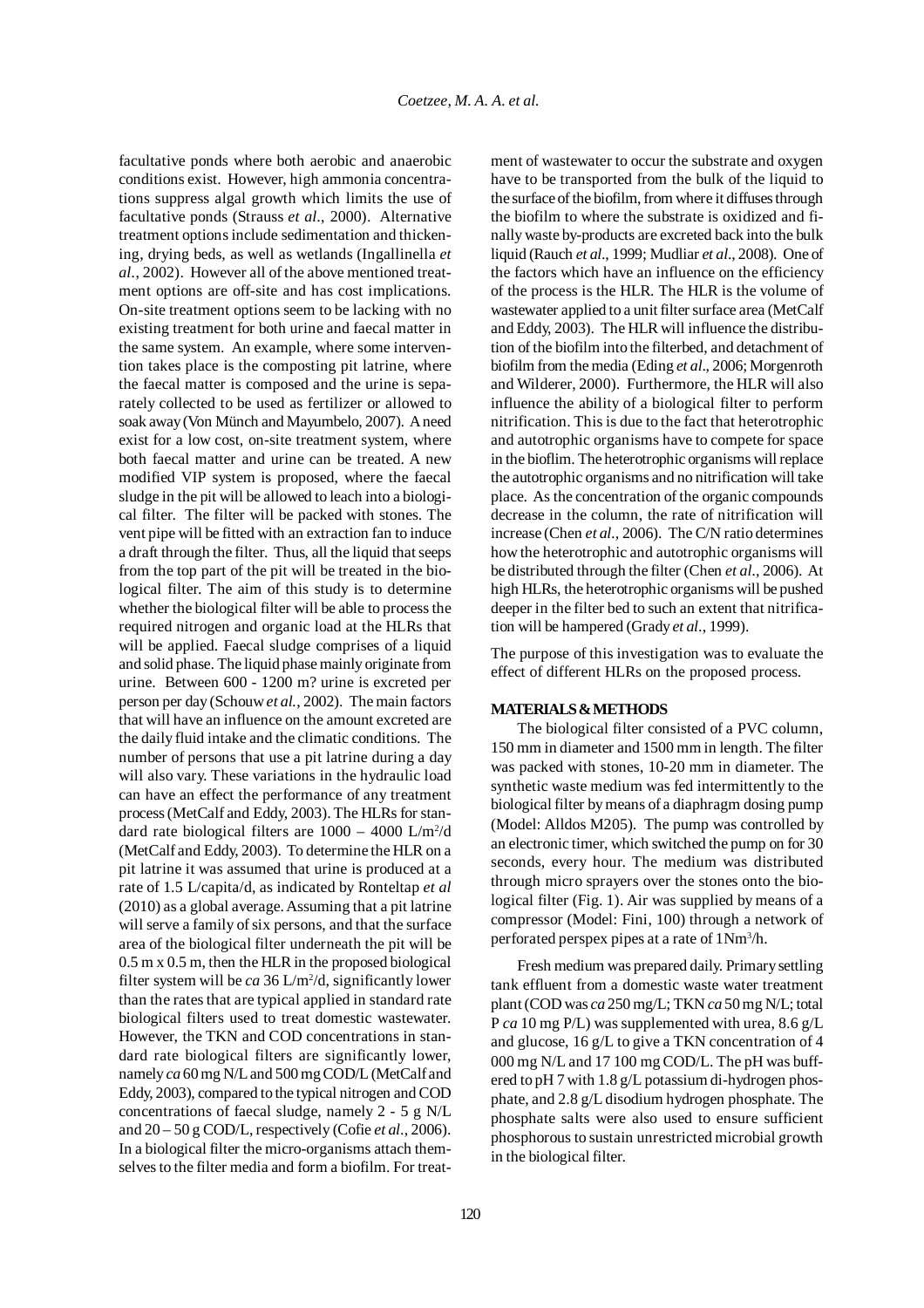facultative ponds where both aerobic and anaerobic conditions exist. However, high ammonia concentrations suppress algal growth which limits the use of facultative ponds (Strauss *et al*., 2000). Alternative treatment options include sedimentation and thickening, drying beds, as well as wetlands (Ingallinella *et al*., 2002). However all of the above mentioned treatment options are off-site and has cost implications. On-site treatment options seem to be lacking with no existing treatment for both urine and faecal matter in the same system. An example, where some intervention takes place is the composting pit latrine, where the faecal matter is composed and the urine is separately collected to be used as fertilizer or allowed to soak away (Von Münch and Mayumbelo, 2007). A need exist for a low cost, on-site treatment system, where both faecal matter and urine can be treated. A new modified VIP system is proposed, where the faecal sludge in the pit will be allowed to leach into a biological filter. The filter will be packed with stones. The vent pipe will be fitted with an extraction fan to induce a draft through the filter. Thus, all the liquid that seeps from the top part of the pit will be treated in the biological filter. The aim of this study is to determine whether the biological filter will be able to process the required nitrogen and organic load at the HLRs that will be applied. Faecal sludge comprises of a liquid and solid phase. The liquid phase mainly originate from urine. Between 600 - 1200 m? urine is excreted per person per day (Schouw *et al.*, 2002). The main factors that will have an influence on the amount excreted are the daily fluid intake and the climatic conditions. The number of persons that use a pit latrine during a day will also vary. These variations in the hydraulic load can have an effect the performance of any treatment process (MetCalf and Eddy, 2003). The HLRs for standard rate biological filters are 1000 – 4000 L/m$^2$/d (MetCalf and Eddy, 2003). To determine the HLR on a pit latrine it was assumed that urine is produced at a rate of 1.5 L/capita/d, as indicated by Ronteltap *et al* (2010) as a global average. Assuming that a pit latrine will serve a family of six persons, and that the surface area of the biological filter underneath the pit will be 0.5 m x 0.5 m, then the HLR in the proposed biological filter system will be *ca* 36 L/m$^2$/d, significantly lower than the rates that are typical applied in standard rate biological filters used to treat domestic wastewater. However, the TKN and COD concentrations in standard rate biological filters are significantly lower, namely *ca* 60 mg N/L and 500 mg COD/L (MetCalf and Eddy, 2003), compared to the typical nitrogen and COD concentrations of faecal sludge, namely 2 - 5 g N/L and 20 – 50 g COD/L, respectively (Cofie *et al*., 2006). In a biological filter the micro-organisms attach themselves to the filter media and form a biofilm. For treatment of wastewater to occur the substrate and oxygen have to be transported from the bulk of the liquid to the surface of the biofilm, from where it diffuses through the biofilm to where the substrate is oxidized and finally waste by-products are excreted back into the bulk liquid (Rauch *et al*., 1999; Mudliar *et al*., 2008). One of the factors which have an influence on the efficiency of the process is the HLR. The HLR is the volume of wastewater applied to a unit filter surface area (MetCalf and Eddy, 2003). The HLR will influence the distribution of the biofilm into the filterbed, and detachment of biofilm from the media (Eding *et al*., 2006; Morgenroth and Wilderer, 2000). Furthermore, the HLR will also influence the ability of a biological filter to perform nitrification. This is due to the fact that heterotrophic and autotrophic organisms have to compete for space in the bioflim. The heterotrophic organisms will replace the autotrophic organisms and no nitrification will take place. As the concentration of the organic compounds decrease in the column, the rate of nitrification will increase (Chen *et al*., 2006). The C/N ratio determines how the heterotrophic and autotrophic organisms will be distributed through the filter (Chen *et al*., 2006). At high HLRs, the heterotrophic organisms will be pushed deeper in the filter bed to such an extent that nitrification will be hampered (Grady *et al*., 1999).

The purpose of this investigation was to evaluate the effect of different HLRs on the proposed process.

## MATERIALS & METHODS

The biological filter consisted of a PVC column, 150 mm in diameter and 1500 mm in length. The filter was packed with stones, 10-20 mm in diameter. The synthetic waste medium was fed intermittently to the biological filter by means of a diaphragm dosing pump (Model: Alldos M205). The pump was controlled by an electronic timer, which switched the pump on for 30 seconds, every hour. The medium was distributed through micro sprayers over the stones onto the biological filter (Fig. 1). Air was supplied by means of a compressor (Model: Fini, 100) through a network of perforated perspex pipes at a rate of 1Nm$^3$/h.

Fresh medium was prepared daily. Primary settling tank effluent from a domestic waste water treatment plant (COD was *ca* 250 mg/L; TKN *ca* 50 mg N/L; total P *ca* 10 mg P/L) was supplemented with urea, 8.6 g/L and glucose, 16 g/L to give a TKN concentration of 4 000 mg N/L and 17 100 mg COD/L. The pH was buffered to pH 7 with 1.8 g/L potassium di-hydrogen phosphate, and 2.8 g/L disodium hydrogen phosphate. The phosphate salts were also used to ensure sufficient phosphorous to sustain unrestricted microbial growth in the biological filter.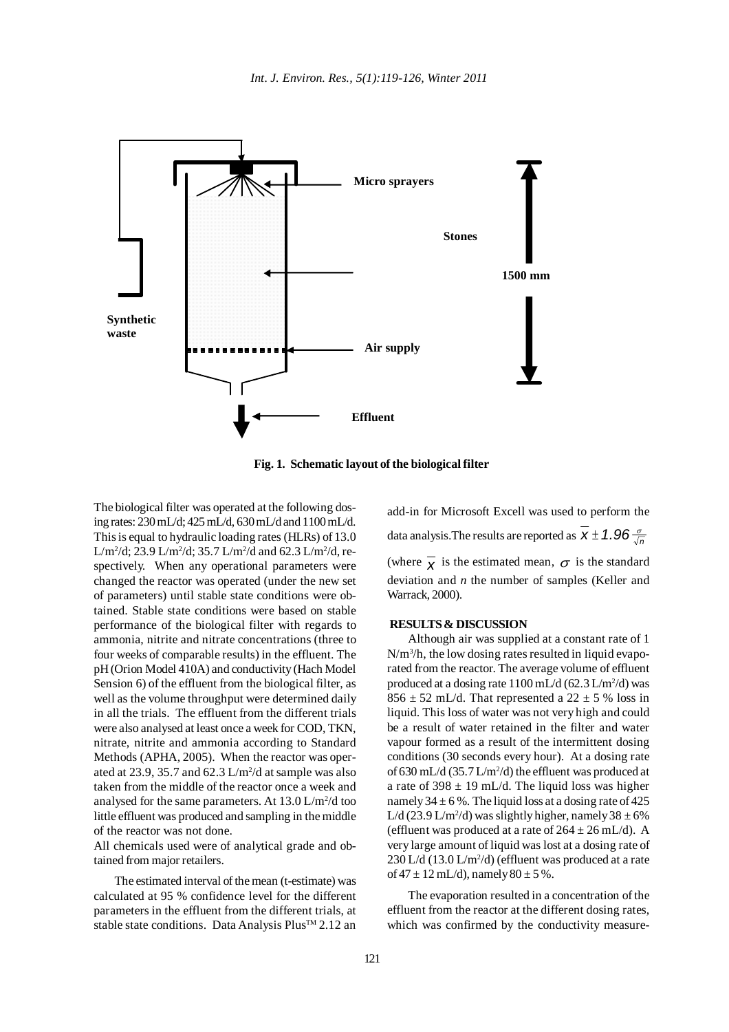Fig. 1. Schematic layout of the biological filter

The biological filter was operated at the following dosing rates: 230 mL/d; 425 mL/d, 630 mL/d and 1100 mL/d. This is equal to hydraulic loading rates (HLRs) of 13.0 L/m$^2$/d; 23.9 L/m$^2$/d; 35.7 L/m$^2$/d and 62.3 L/m$^2$/d, respectively. When any operational parameters were changed the reactor was operated (under the new set of parameters) until stable state conditions were obtained. Stable state conditions were based on stable performance of the biological filter with regards to ammonia, nitrite and nitrate concentrations (three to four weeks of comparable results) in the effluent. The pH (Orion Model 410A) and conductivity (Hach Model Sension 6) of the effluent from the biological filter, as well as the volume throughput were determined daily in all the trials. The effluent from the different trials were also analysed at least once a week for COD, TKN, nitrate, nitrite and ammonia according to Standard Methods (APHA, 2005). When the reactor was operated at 23.9, 35.7 and 62.3 L/m$^2$/d at sample was also taken from the middle of the reactor once a week and analysed for the same parameters. At 13.0 L/m$^2$/d too little effluent was produced and sampling in the middle of the reactor was not done.

All chemicals used were of analytical grade and obtained from major retailers.

The estimated interval of the mean (t-estimate) was calculated at 95 % confidence level for the different parameters in the effluent from the different trials, at stable state conditions. Data Analysis Plus™ 2.12 an add-in for Microsoft Excell was used to perform the data analysis.The results are reported as $\overline{x} \pm 1.96 \frac{\sigma}{\sqrt{n}}$ (where $\overline{x}$ is the estimated mean, $\sigma$ is the standard deviation and $n$ the number of samples (Keller and Warrack, 2000).

## RESULTS & DISCUSSION

Although air was supplied at a constant rate of 1 N/m$^3$/h, the low dosing rates resulted in liquid evaporated from the reactor. The average volume of effluent produced at a dosing rate 1100 mL/d (62.3 L/m$^2$/d) was $856 \pm 52$ mL/d. That represented a $22 \pm 5$ % loss in liquid. This loss of water was not very high and could be a result of water retained in the filter and water vapour formed as a result of the intermittent dosing conditions (30 seconds every hour). At a dosing rate of 630 mL/d (35.7 L/m$^2$/d) the effluent was produced at a rate of $398 \pm 19$ mL/d. The liquid loss was higher namely $34 \pm 6$ %. The liquid loss at a dosing rate of 425 L/d (23.9 L/m$^2$/d) was slightly higher, namely $38 \pm 6$% (effluent was produced at a rate of $264 \pm 26$ mL/d). A very large amount of liquid was lost at a dosing rate of 230 L/d (13.0 L/m$^2$/d) (effluent was produced at a rate of $47 \pm 12$ mL/d), namely $80 \pm 5$ %.

The evaporation resulted in a concentration of the effluent from the reactor at the different dosing rates, which was confirmed by the conductivity measure-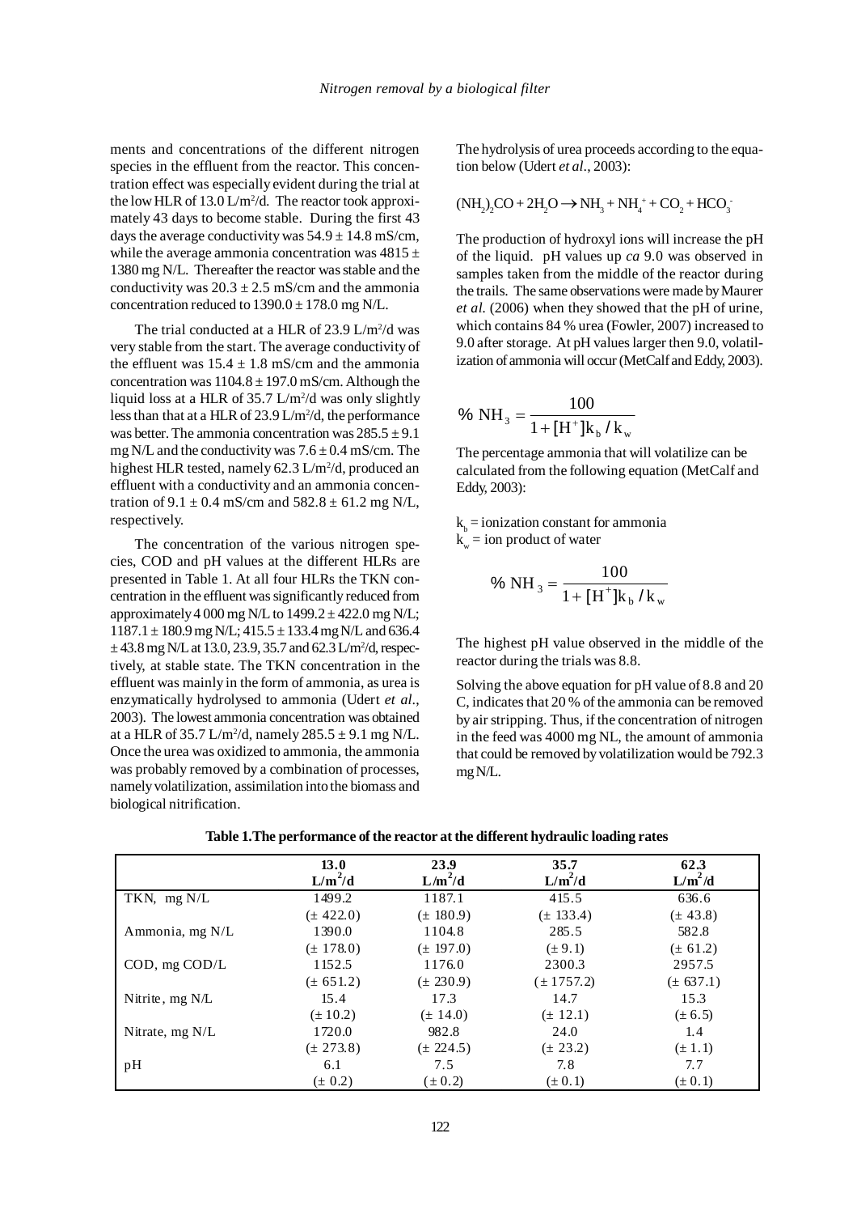ments and concentrations of the different nitrogen species in the effluent from the reactor. This concentration effect was especially evident during the trial at the low HLR of 13.0 $L/m^2/d$. The reactor took approximately 43 days to become stable. During the first 43 days the average conductivity was $54.9 \pm 14.8$ mS/cm, while the average ammonia concentration was $4815 \pm 1380$ mg N/L. Thereafter the reactor was stable and the conductivity was $20.3 \pm 2.5$ mS/cm and the ammonia concentration reduced to $1390.0 \pm 178.0$ mg N/L.

The trial conducted at a HLR of 23.9 $L/m^2/d$ was very stable from the start. The average conductivity of the effluent was $15.4 \pm 1.8$ mS/cm and the ammonia concentration was $1104.8 \pm 197.0$ mS/cm. Although the liquid loss at a HLR of 35.7 $L/m^2/d$ was only slightly less than that at a HLR of 23.9 $L/m^2/d$, the performance was better. The ammonia concentration was $285.5 \pm 9.1$ mg N/L and the conductivity was $7.6 \pm 0.4$ mS/cm. The highest HLR tested, namely 62.3 $L/m^2/d$, produced an effluent with a conductivity and an ammonia concentration of $9.1 \pm 0.4$ mS/cm and $582.8 \pm 61.2$ mg N/L, respectively.

The concentration of the various nitrogen species, COD and pH values at the different HLRs are presented in Table 1. At all four HLRs the TKN concentration in the effluent was significantly reduced from approximately 4 000 mg N/L to $1499.2 \pm 422.0$ mg N/L; $1187.1 \pm 180.9$ mg N/L; $415.5 \pm 133.4$ mg N/L and $636.4 \pm 43.8$ mg N/L at 13.0, 23.9, 35.7 and 62.3 $L/m^2/d$, respectively, at stable state. The TKN concentration in the effluent was mainly in the form of ammonia, as urea is enzymatically hydrolysed to ammonia (Udert *et al.*, 2003). The lowest ammonia concentration was obtained at a HLR of 35.7 $L/m^2/d$, namely $285.5 \pm 9.1$ mg N/L. Once the urea was oxidized to ammonia, the ammonia was probably removed by a combination of processes, namely volatilization, assimilation into the biomass and biological nitrification.

The hydrolysis of urea proceeds according to the equation below (Udert *et al.*, 2003):

$$(NH_2)_2CO + 2H_2O \rightarrow NH_3 + NH_4^+ + CO_2 + HCO_3^-$$

The production of hydroxyl ions will increase the pH of the liquid. pH values up *ca* 9.0 was observed in samples taken from the middle of the reactor during the trails. The same observations were made by Maurer *et al.* (2006) when they showed that the pH of urine, which contains 84 % urea (Fowler, 2007) increased to 9.0 after storage. At pH values larger then 9.0, volatilization of ammonia will occur (MetCalf and Eddy, 2003).

$$\%\ NH_3 = \frac{100}{1 + [H^+]k_b / k_w}$$

The percentage ammonia that will volatilize can be calculated from the following equation (MetCalf and Eddy, 2003):

$k_b$ = ionization constant for ammonia
$k_w$ = ion product of water

$$\%\ NH_3 = \frac{100}{1 + [H^+]k_b / k_w}$$

The highest pH value observed in the middle of the reactor during the trials was 8.8.

Solving the above equation for pH value of 8.8 and 20 C, indicates that 20 % of the ammonia can be removed by air stripping. Thus, if the concentration of nitrogen in the feed was 4000 mg NL, the amount of ammonia that could be removed by volatilization would be 792.3 mg N/L.

**Table 1.The performance of the reactor at the different hydraulic loading rates**

| | 13.0 $L/m^2/d$ | 23.9 $L/m^2/d$ | 35.7 $L/m^2/d$ | 62.3 $L/m^2/d$ |
|---|---|---|---|---|
| TKN, mg N/L | 1499.2 | 1187.1 | 415.5 | 636.6 |
| | (± 422.0) | (± 180.9) | (± 133.4) | (± 43.8) |
| Ammonia, mg N/L | 1390.0 | 1104.8 | 285.5 | 582.8 |
| | (± 178.0) | (± 197.0) | (± 9.1) | (± 61.2) |
| COD, mg COD/L | 1152.5 | 1176.0 | 2300.3 | 2957.5 |
| | (± 651.2) | (± 230.9) | (± 1757.2) | (± 637.1) |
| Nitrite, mg N/L | 15.4 | 17.3 | 14.7 | 15.3 |
| | (± 10.2) | (± 14.0) | (± 12.1) | (± 6.5) |
| Nitrate, mg N/L | 1720.0 | 982.8 | 24.0 | 1.4 |
| | (± 273.8) | (± 224.5) | (± 23.2) | (± 1.1) |
| pH | 6.1 | 7.5 | 7.8 | 7.7 |
| | (± 0.2) | (± 0.2) | (± 0.1) | (± 0.1) |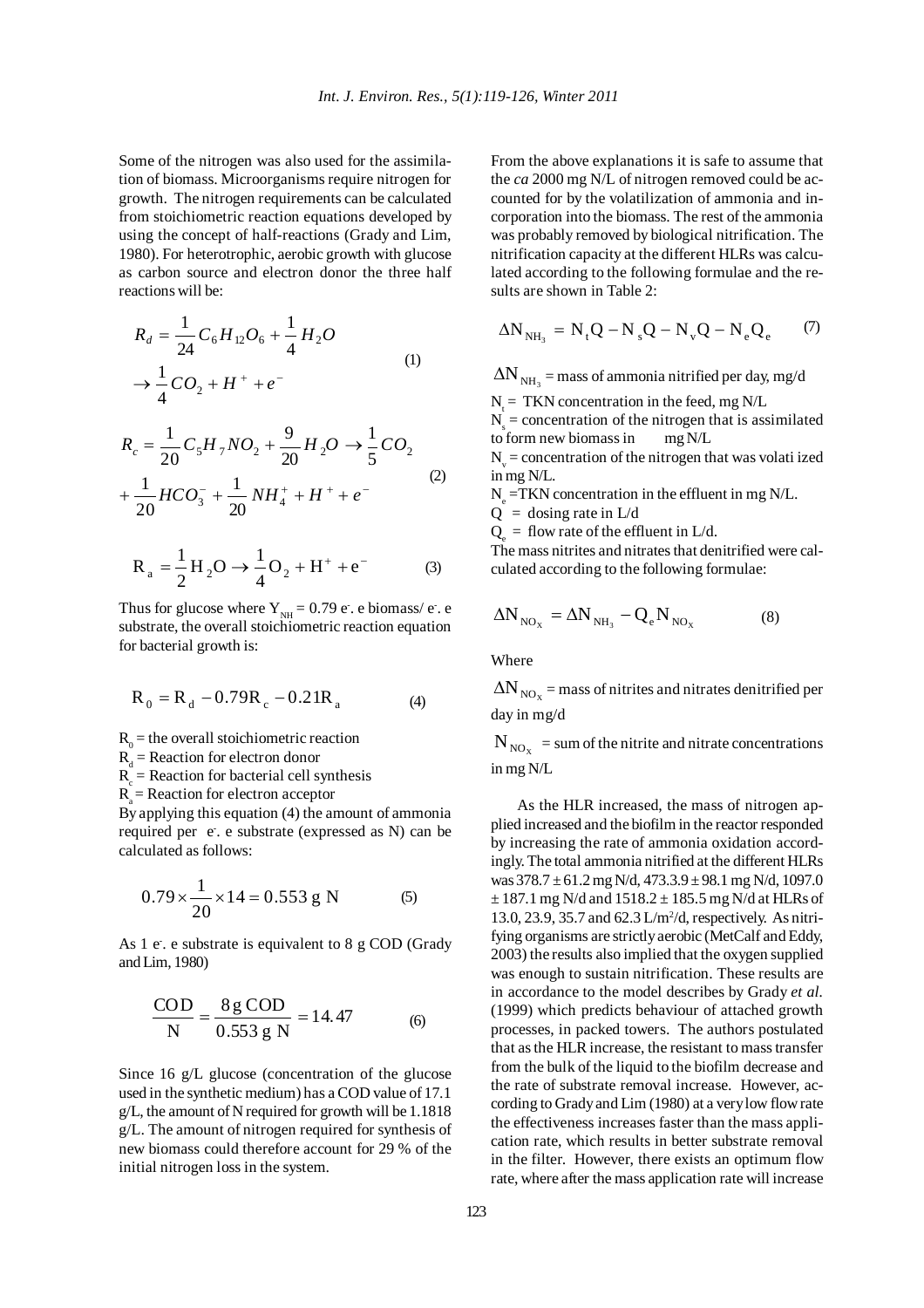Some of the nitrogen was also used for the assimilation of biomass. Microorganisms require nitrogen for growth. The nitrogen requirements can be calculated from stoichiometric reaction equations developed by using the concept of half-reactions (Grady and Lim, 1980). For heterotrophic, aerobic growth with glucose as carbon source and electron donor the three half reactions will be:

$$R_d = \frac{1}{24}C_6H_{12}O_6 + \frac{1}{4}H_2O \rightarrow \frac{1}{4}CO_2 + H^+ + e^- \tag{1}$$

$$R_c = \frac{1}{20}C_5H_7NO_2 + \frac{9}{20}H_2O \rightarrow \frac{1}{5}CO_2 + \frac{1}{20}HCO_3^- + \frac{1}{20}NH_4^+ + H^+ + e^- \tag{2}$$

$$R_a = \frac{1}{2}H_2O \rightarrow \frac{1}{4}O_2 + H^+ + e^- \tag{3}$$

Thus for glucose where $Y_{NH} = 0.79$ $e^-$. e biomass/ $e^-$. e substrate, the overall stoichiometric reaction equation for bacterial growth is:

$$R_0 = R_d - 0.79R_c - 0.21R_a \tag{4}$$

$R_0$ = the overall stoichiometric reaction
$R_d$ = Reaction for electron donor
$R_c$ = Reaction for bacterial cell synthesis
$R_a$ = Reaction for electron acceptor

By applying this equation (4) the amount of ammonia required per $e^-$. e substrate (expressed as N) can be calculated as follows:

$$0.79 \times \frac{1}{20} \times 14 = 0.553 \text{ g N} \tag{5}$$

As 1 $e^-$. e substrate is equivalent to 8 g COD (Grady and Lim, 1980)

$$\frac{\text{COD}}{\text{N}} = \frac{8 \text{ g COD}}{0.553 \text{ g N}} = 14.47 \tag{6}$$

Since 16 g/L glucose (concentration of the glucose used in the synthetic medium) has a COD value of 17.1 g/L, the amount of N required for growth will be 1.1818 g/L. The amount of nitrogen required for synthesis of new biomass could therefore account for 29 % of the initial nitrogen loss in the system.

From the above explanations it is safe to assume that the *ca* 2000 mg N/L of nitrogen removed could be accounted for by the volatilization of ammonia and incorporation into the biomass. The rest of the ammonia was probably removed by biological nitrification. The nitrification capacity at the different HLRs was calculated according to the following formulae and the results are shown in Table 2:

$$\Delta N_{NH_3} = N_t Q - N_s Q - N_v Q - N_e Q_e \tag{7}$$

$\Delta N_{NH_3}$ = mass of ammonia nitrified per day, mg/d
$N_t$ = TKN concentration in the feed, mg N/L
$N_s$ = concentration of the nitrogen that is assimilated to form new biomass in mg N/L
$N_v$ = concentration of the nitrogen that was volati ized in mg N/L.
$N_e$ =TKN concentration in the effluent in mg N/L.
$Q$ = dosing rate in L/d
$Q_e$ = flow rate of the effluent in L/d.

The mass nitrites and nitrates that denitrified were calculated according to the following formulae:

$$\Delta N_{NO_x} = \Delta N_{NH_3} - Q_e N_{NO_x} \tag{8}$$

Where

$\Delta N_{NO_x}$ = mass of nitrites and nitrates denitrified per day in mg/d

$N_{NO_x}$ = sum of the nitrite and nitrate concentrations in mg N/L

As the HLR increased, the mass of nitrogen applied increased and the biofilm in the reactor responded by increasing the rate of ammonia oxidation accordingly. The total ammonia nitrified at the different HLRs was 378.7 ± 61.2 mg N/d, 473.3.9 ± 98.1 mg N/d, 1097.0 ± 187.1 mg N/d and 1518.2 ± 185.5 mg N/d at HLRs of 13.0, 23.9, 35.7 and 62.3 L/m$^2$/d, respectively. As nitrifying organisms are strictly aerobic (MetCalf and Eddy, 2003) the results also implied that the oxygen supplied was enough to sustain nitrification. These results are in accordance to the model describes by Grady *et al.* (1999) which predicts behaviour of attached growth processes, in packed towers. The authors postulated that as the HLR increase, the resistant to mass transfer from the bulk of the liquid to the biofilm decrease and the rate of substrate removal increase. However, according to Grady and Lim (1980) at a very low flow rate the effectiveness increases faster than the mass application rate, which results in better substrate removal in the filter. However, there exists an optimum flow rate, where after the mass application rate will increase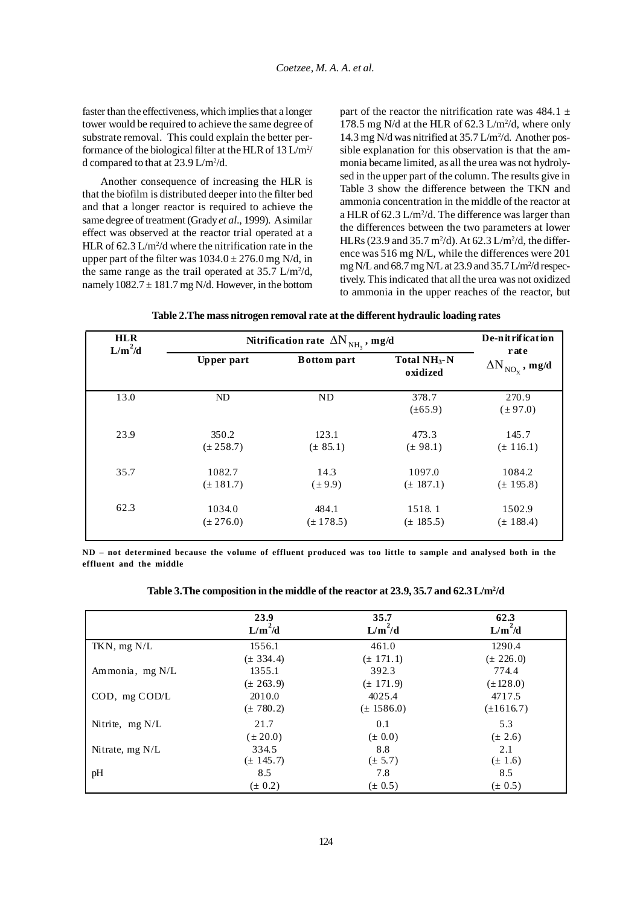faster than the effectiveness, which implies that a longer tower would be required to achieve the same degree of substrate removal. This could explain the better performance of the biological filter at the HLR of 13 L/m$^2$/d compared to that at 23.9 L/m$^2$/d.

Another consequence of increasing the HLR is that the biofilm is distributed deeper into the filter bed and that a longer reactor is required to achieve the same degree of treatment (Grady *et al*., 1999). A similar effect was observed at the reactor trial operated at a HLR of 62.3 L/m$^2$/d where the nitrification rate in the upper part of the filter was 1034.0 ± 276.0 mg N/d, in the same range as the trail operated at 35.7 L/m$^2$/d, namely 1082.7 ± 181.7 mg N/d. However, in the bottom part of the reactor the nitrification rate was 484.1 ± 178.5 mg N/d at the HLR of 62.3 L/m$^2$/d, where only 14.3 mg N/d was nitrified at 35.7 L/m$^2$/d. Another possible explanation for this observation is that the ammonia became limited, as all the urea was not hydrolysed in the upper part of the column. The results give in Table 3 show the difference between the TKN and ammonia concentration in the middle of the reactor at a HLR of 62.3 L/m$^2$/d. The difference was larger than the differences between the two parameters at lower HLRs (23.9 and 35.7 m$^2$/d). At 62.3 L/m$^2$/d, the difference was 516 mg N/L, while the differences were 201 mg N/L and 68.7 mg N/L at 23.9 and 35.7 L/m$^2$/d respectively. This indicated that all the urea was not oxidized to ammonia in the upper reaches of the reactor, but

**Table 2. The mass nitrogen removal rate at the different hydraulic loading rates**

| HLR L/m$^2$/d | Nitrification rate $\Delta N_{NH_3}$, mg/d | | | De-nitrification rate |
|---|---|---|---|---|
| | Upper part | Bottom part | Total $NH_3$-N oxidized | $\Delta N_{NO_x}$, mg/d |
| 13.0 | ND | ND | 378.7 (±65.9) | 270.9 (± 97.0) |
| 23.9 | 350.2 (± 258.7) | 123.1 (± 85.1) | 473.3 (± 98.1) | 145.7 (± 116.1) |
| 35.7 | 1082.7 (± 181.7) | 14.3 (± 9.9) | 1097.0 (± 187.1) | 1084.2 (± 195.8) |
| 62.3 | 1034.0 (± 276.0) | 484.1 (± 178.5) | 1518. 1 (± 185.5) | 1502.9 (± 188.4) |

**ND – not determined because the volume of effluent produced was too little to sample and analysed both in the effluent and the middle**

**Table 3. The composition in the middle of the reactor at 23.9, 35.7 and 62.3 L/m$^2$/d**

| | 23.9 L/m$^2$/d | 35.7 L/m$^2$/d | 62.3 L/m$^2$/d |
|---|---|---|---|
| TKN, mg N/L | 1556.1 (± 334.4) | 461.0 (± 171.1) | 1290.4 (± 226.0) |
| Ammonia, mg N/L | 1355.1 (± 263.9) | 392.3 (± 171.9) | 774.4 (±128.0) |
| COD, mg COD/L | 2010.0 (± 780.2) | 4025.4 (± 1586.0) | 4717.5 (±1616.7) |
| Nitrite, mg N/L | 21.7 (± 20.0) | 0.1 (± 0.0) | 5.3 (± 2.6) |
| Nitrate, mg N/L | 334.5 (± 145.7) | 8.8 (± 5.7) | 2.1 (± 1.6) |
| pH | 8.5 (± 0.2) | 7.8 (± 0.5) | 8.5 (± 0.5) |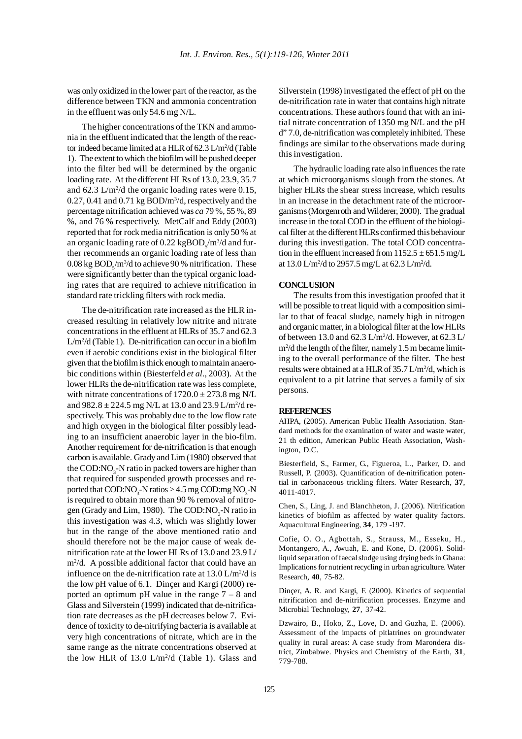was only oxidized in the lower part of the reactor, as the difference between TKN and ammonia concentration in the effluent was only 54.6 mg N/L.

The higher concentrations of the TKN and ammonia in the effluent indicated that the length of the reactor indeed became limited at a HLR of 62.3 L/$m^2$/d (Table 1). The extent to which the biofilm will be pushed deeper into the filter bed will be determined by the organic loading rate. At the different HLRs of 13.0, 23.9, 35.7 and 62.3 L/$m^2$/d the organic loading rates were 0.15, 0.27, 0.41 and 0.71 kg BOD/$m^3$/d, respectively and the percentage nitrification achieved was *ca* 79 %, 55 %, 89 %, and 76 % respectively. MetCalf and Eddy (2003) reported that for rock media nitrification is only 50 % at an organic loading rate of 0.22 kg$BOD_5$/$m^3$/d and further recommends an organic loading rate of less than 0.08 kg $BOD_5$/$m^3$/d to achieve 90 % nitrification. These were significantly better than the typical organic loading rates that are required to achieve nitrification in standard rate trickling filters with rock media.

The de-nitrification rate increased as the HLR increased resulting in relatively low nitrite and nitrate concentrations in the effluent at HLRs of 35.7 and 62.3 L/$m^2$/d (Table 1). De-nitrification can occur in a biofilm even if aerobic conditions exist in the biological filter given that the biofilm is thick enough to maintain anaerobic conditions within (Biesterfeld *et al*., 2003). At the lower HLRs the de-nitrification rate was less complete, with nitrate concentrations of 1720.0 ± 273.8 mg N/L and 982.8 ± 224.5 mg N/L at 13.0 and 23.9 L/$m^2$/d respectively. This was probably due to the low flow rate and high oxygen in the biological filter possibly leading to an insufficient anaerobic layer in the bio-film. Another requirement for de-nitrification is that enough carbon is available. Grady and Lim (1980) observed that the COD:$NO_3$-N ratio in packed towers are higher than that required for suspended growth processes and reported that COD:$NO_3$-N ratios > 4.5 mg COD:mg $NO_3$-N is required to obtain more than 90 % removal of nitrogen (Grady and Lim, 1980). The COD:$NO_3$-N ratio in this investigation was 4.3, which was slightly lower but in the range of the above mentioned ratio and should therefore not be the major cause of weak de-nitrification rate at the lower HLRs of 13.0 and 23.9 L/$m^2$/d. A possible additional factor that could have an influence on the de-nitrification rate at 13.0 L/$m^2$/d is the low pH value of 6.1. Dinçer and Kargi (2000) reported an optimum pH value in the range 7 – 8 and Glass and Silverstein (1999) indicated that de-nitrification rate decreases as the pH decreases below 7. Evidence of toxicity to de-nitrifying bacteria is available at very high concentrations of nitrate, which are in the same range as the nitrate concentrations observed at the low HLR of 13.0 L/$m^2$/d (Table 1). Glass and Silverstein (1998) investigated the effect of pH on the de-nitrification rate in water that contains high nitrate concentrations. These authors found that with an initial nitrate concentration of 1350 mg N/L and the pH d" 7.0, de-nitrification was completely inhibited. These findings are similar to the observations made during this investigation.

The hydraulic loading rate also influences the rate at which microorganisms slough from the stones. At higher HLRs the shear stress increase, which results in an increase in the detachment rate of the microorganisms (Morgenroth and Wilderer, 2000). The gradual increase in the total COD in the effluent of the biological filter at the different HLRs confirmed this behaviour during this investigation. The total COD concentration in the effluent increased from 1152.5 ± 651.5 mg/L at 13.0 L/$m^2$/d to 2957.5 mg/L at 62.3 L/$m^2$/d.

## CONCLUSION

The results from this investigation proofed that it will be possible to treat liquid with a composition similar to that of feacal sludge, namely high in nitrogen and organic matter, in a biological filter at the low HLRs of between 13.0 and 62.3 L/$m^2$/d. However, at 62.3 L/$m^2$/d the length of the filter, namely 1.5 m became limiting to the overall performance of the filter. The best results were obtained at a HLR of 35.7 L/$m^2$/d, which is equivalent to a pit latrine that serves a family of six persons.

## REFERENCES

AHPA, (2005). American Public Health Association. Standard methods for the examination of water and waste water, 21 th edition, American Public Heath Association, Washington, D.C.

Biesterfield, S., Farmer, G., Figueroa, L., Parker, D. and Russell, P. (2003). Quantification of de-nitrification potential in carbonaceous trickling filters. Water Research, **37**, 4011-4017.

Chen, S., Ling, J. and Blanchheton, J. (2006). Nitrification kinetics of biofilm as affected by water quality factors. Aquacultural Engineering, **34**, 179 -197.

Cofie, O. O., Agbottah, S., Strauss, M., Esseku, H., Montangero, A., Awuah, E. and Kone, D. (2006). Solid-liquid separation of faecal sludge using drying beds in Ghana: Implications for nutrient recycling in urban agriculture. Water Research, **40**, 75-82.

Dinçer, A. R. and Kargi, F. (2000). Kinetics of sequential nitrification and de-nitrification processes. Enzyme and Microbial Technology, **27**, 37-42.

Dzwairo, B., Hoko, Z., Love, D. and Guzha, E. (2006). Assessment of the impacts of pitlatrines on groundwater quality in rural areas: A case study from Marondera district, Zimbabwe. Physics and Chemistry of the Earth, **31**, 779-788.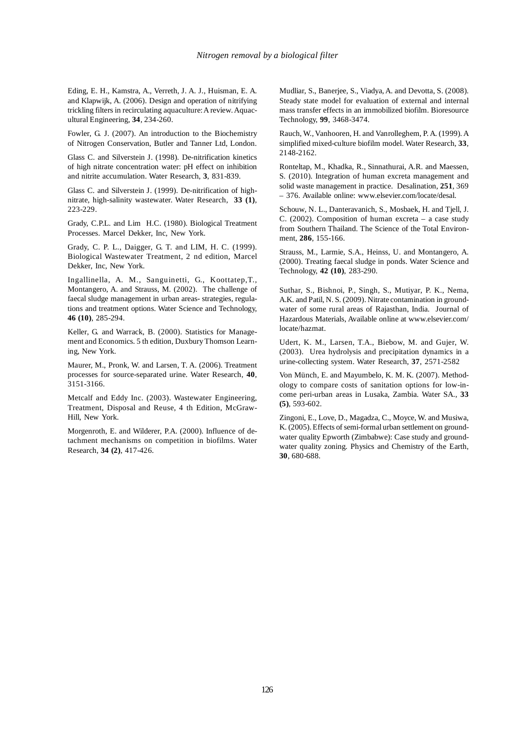Eding, E. H., Kamstra, A., Verreth, J. A. J., Huisman, E. A. and Klapwijk, A. (2006). Design and operation of nitrifying trickling filters in recirculating aquaculture: A review. Aquacultural Engineering, **34**, 234-260.

Fowler, G. J. (2007). An introduction to the Biochemistry of Nitrogen Conservation, Butler and Tanner Ltd, London.

Glass C. and Silverstein J. (1998). De-nitrification kinetics of high nitrate concentration water: pH effect on inhibition and nitrite accumulation. Water Research, **3**, 831-839.

Glass C. and Silverstein J. (1999). De-nitrification of high-nitrate, high-salinity wastewater. Water Research, **33 (1)**, 223-229.

Grady, C.P.L. and Lim H.C. (1980). Biological Treatment Processes. Marcel Dekker, Inc, New York.

Grady, C. P. L., Daigger, G. T. and LIM, H. C. (1999). Biological Wastewater Treatment, 2 nd edition, Marcel Dekker, Inc, New York.

Ingallinella, A. M., Sanguinetti, G., Koottatep,T., Montangero, A. and Strauss, M. (2002). The challenge of faecal sludge management in urban areas- strategies, regulations and treatment options. Water Science and Technology, **46 (10)**, 285-294.

Keller, G. and Warrack, B. (2000). Statistics for Management and Economics. 5 th edition, Duxbury Thomson Learning, New York.

Maurer, M., Pronk, W. and Larsen, T. A. (2006). Treatment processes for source-separated urine. Water Research, **40**, 3151-3166.

Metcalf and Eddy Inc. (2003). Wastewater Engineering, Treatment, Disposal and Reuse, 4 th Edition, McGraw-Hill, New York.

Morgenroth, E. and Wilderer, P.A. (2000). Influence of detachment mechanisms on competition in biofilms. Water Research, **34 (2)**, 417-426.

Mudliar, S., Banerjee, S., Viadya, A. and Devotta, S. (2008). Steady state model for evaluation of external and internal mass transfer effects in an immobilized biofilm. Bioresource Technology, **99**, 3468-3474.

Rauch, W., Vanhooren, H. and Vanrolleghem, P. A. (1999). A simplified mixed-culture biofilm model. Water Research, **33**, 2148-2162.

Ronteltap, M., Khadka, R., Sinnathurai, A.R. and Maessen, S. (2010). Integration of human excreta management and solid waste management in practice. Desalination, **251**, 369 – 376. Available online: www.elsevier.com/locate/desal.

Schouw, N. L., Danteravanich, S., Mosbaek, H. and Tjell, J. C. (2002). Composition of human excreta – a case study from Southern Thailand. The Science of the Total Environment, **286**, 155-166.

Strauss, M., Larmie, S.A., Heinss, U. and Montangero, A. (2000). Treating faecal sludge in ponds. Water Science and Technology, **42 (10)**, 283-290.

Suthar, S., Bishnoi, P., Singh, S., Mutiyar, P. K., Nema, A.K. and Patil, N. S. (2009). Nitrate contamination in groundwater of some rural areas of Rajasthan, India. Journal of Hazardous Materials, Available online at www.elsevier.com/locate/hazmat.

Udert, K. M., Larsen, T.A., Biebow, M. and Gujer, W. (2003). Urea hydrolysis and precipitation dynamics in a urine-collecting system. Water Research, **37**, 2571-2582

Von Münch, E. and Mayumbelo, K. M. K. (2007). Methodology to compare costs of sanitation options for low-income peri-urban areas in Lusaka, Zambia. Water SA., **33 (5)**, 593-602.

Zingoni, E., Love, D., Magadza, C., Moyce, W. and Musiwa, K. (2005). Effects of semi-formal urban settlement on groundwater quality Epworth (Zimbabwe): Case study and groundwater quality zoning. Physics and Chemistry of the Earth, **30**, 680-688.